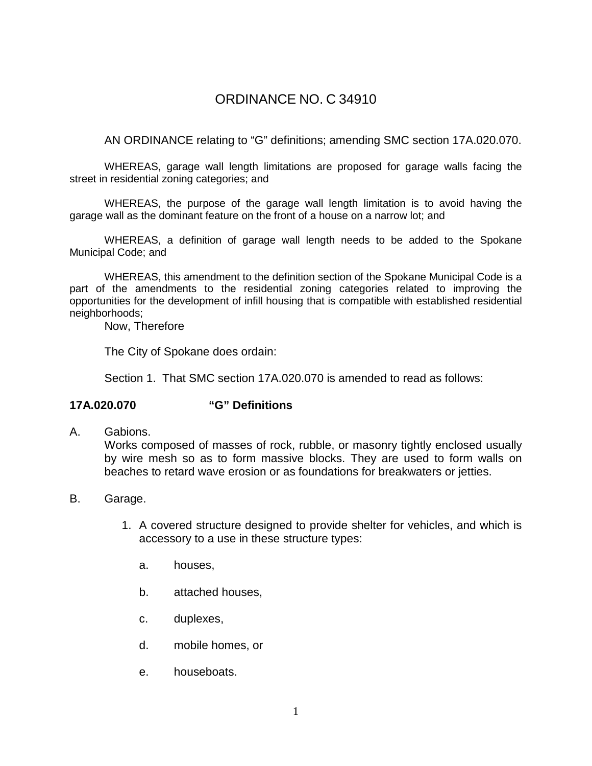# ORDINANCE NO. C 34910

AN ORDINANCE relating to "G" definitions; amending SMC section 17A.020.070.

WHEREAS, garage wall length limitations are proposed for garage walls facing the street in residential zoning categories; and

WHEREAS, the purpose of the garage wall length limitation is to avoid having the garage wall as the dominant feature on the front of a house on a narrow lot; and

WHEREAS, a definition of garage wall length needs to be added to the Spokane Municipal Code; and

WHEREAS, this amendment to the definition section of the Spokane Municipal Code is a part of the amendments to the residential zoning categories related to improving the opportunities for the development of infill housing that is compatible with established residential neighborhoods;

Now, Therefore

The City of Spokane does ordain:

Section 1. That SMC section 17A.020.070 is amended to read as follows:

**17A.020.070 "G" Definitions**

A. Gabions.
Works composed of masses of rock, rubble, or masonry tightly enclosed usually by wire mesh so as to form massive blocks. They are used to form walls on beaches to retard wave erosion or as foundations for breakwaters or jetties.

B. Garage.

1. A covered structure designed to provide shelter for vehicles, and which is accessory to a use in these structure types:

   a. houses,

   b. attached houses,

   c. duplexes,

   d. mobile homes, or

   e. houseboats.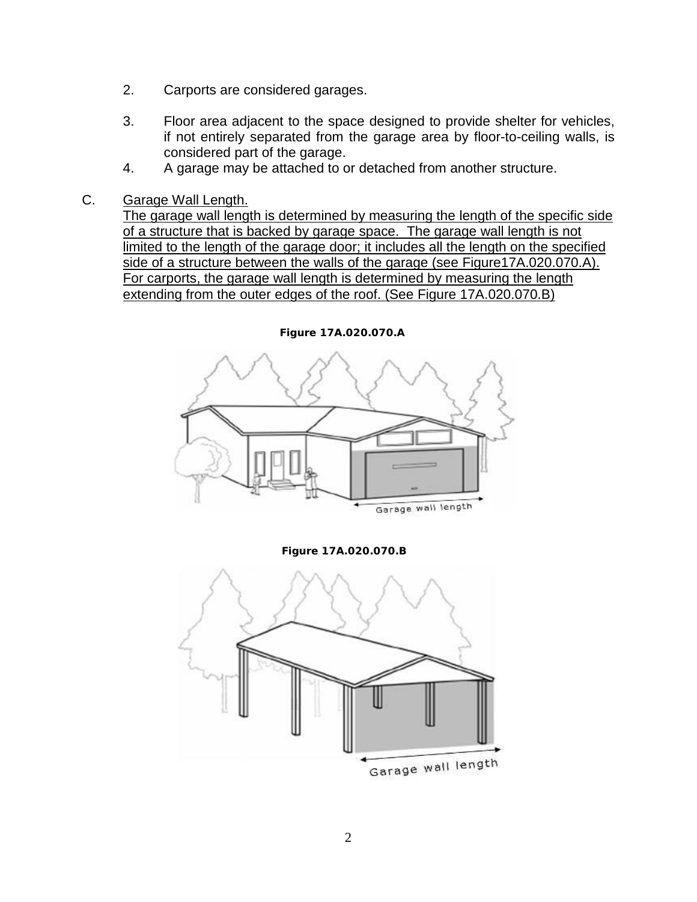2. Carports are considered garages.

3. Floor area adjacent to the space designed to provide shelter for vehicles, if not entirely separated from the garage area by floor-to-ceiling walls, is considered part of the garage.

4. A garage may be attached to or detached from another structure.

C. Garage Wall Length.

The garage wall length is determined by measuring the length of the specific side of a structure that is backed by garage space. The garage wall length is not limited to the length of the garage door; it includes all the length on the specified side of a structure between the walls of the garage (see Figure17A.020.070.A). For carports, the garage wall length is determined by measuring the length extending from the outer edges of the roof. (See Figure 17A.020.070.B)

**Figure 17A.020.070.A**

Garage wall length

**Figure 17A.020.070.B**

Garage wall length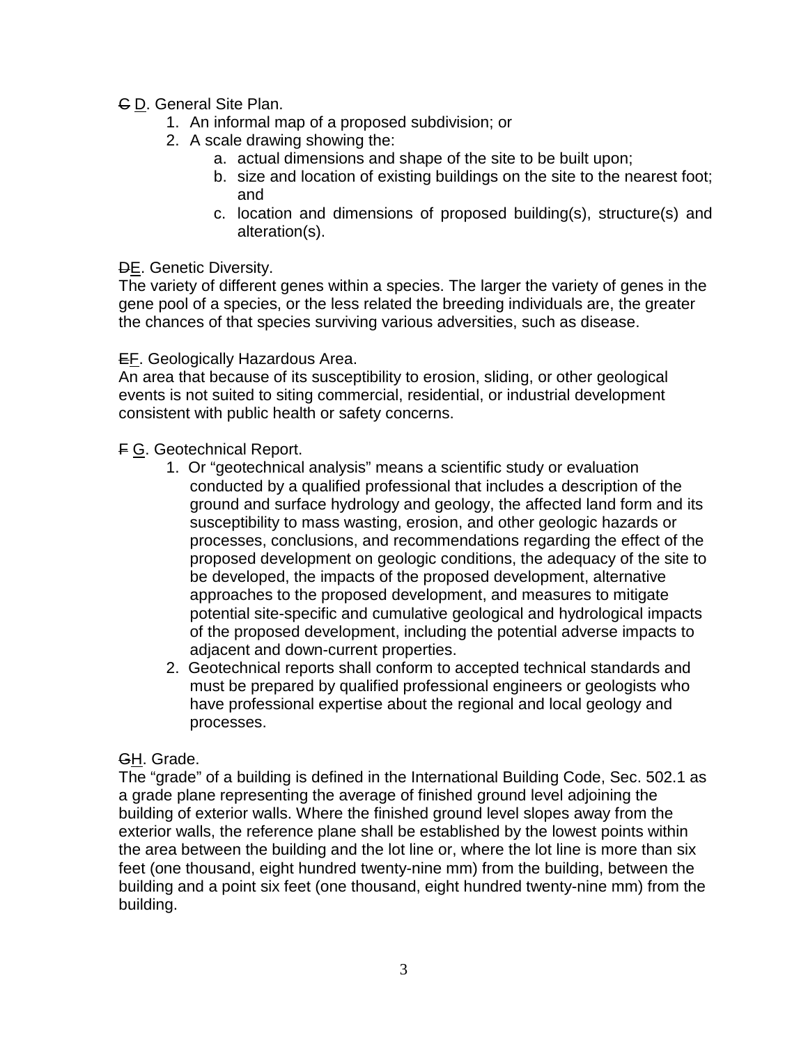~~C~~ D. General Site Plan.

1. An informal map of a proposed subdivision; or
2. A scale drawing showing the:
   a. actual dimensions and shape of the site to be built upon;
   b. size and location of existing buildings on the site to the nearest foot; and
   c. location and dimensions of proposed building(s), structure(s) and alteration(s).

~~D~~E. Genetic Diversity.

The variety of different genes within a species. The larger the variety of genes in the gene pool of a species, or the less related the breeding individuals are, the greater the chances of that species surviving various adversities, such as disease.

~~E~~F. Geologically Hazardous Area.

An area that because of its susceptibility to erosion, sliding, or other geological events is not suited to siting commercial, residential, or industrial development consistent with public health or safety concerns.

~~F~~ G. Geotechnical Report.

1. Or "geotechnical analysis" means a scientific study or evaluation conducted by a qualified professional that includes a description of the ground and surface hydrology and geology, the affected land form and its susceptibility to mass wasting, erosion, and other geologic hazards or processes, conclusions, and recommendations regarding the effect of the proposed development on geologic conditions, the adequacy of the site to be developed, the impacts of the proposed development, alternative approaches to the proposed development, and measures to mitigate potential site-specific and cumulative geological and hydrological impacts of the proposed development, including the potential adverse impacts to adjacent and down-current properties.
2. Geotechnical reports shall conform to accepted technical standards and must be prepared by qualified professional engineers or geologists who have professional expertise about the regional and local geology and processes.

~~G~~H. Grade.

The "grade" of a building is defined in the International Building Code, Sec. 502.1 as a grade plane representing the average of finished ground level adjoining the building of exterior walls. Where the finished ground level slopes away from the exterior walls, the reference plane shall be established by the lowest points within the area between the building and the lot line or, where the lot line is more than six feet (one thousand, eight hundred twenty-nine mm) from the building, between the building and a point six feet (one thousand, eight hundred twenty-nine mm) from the building.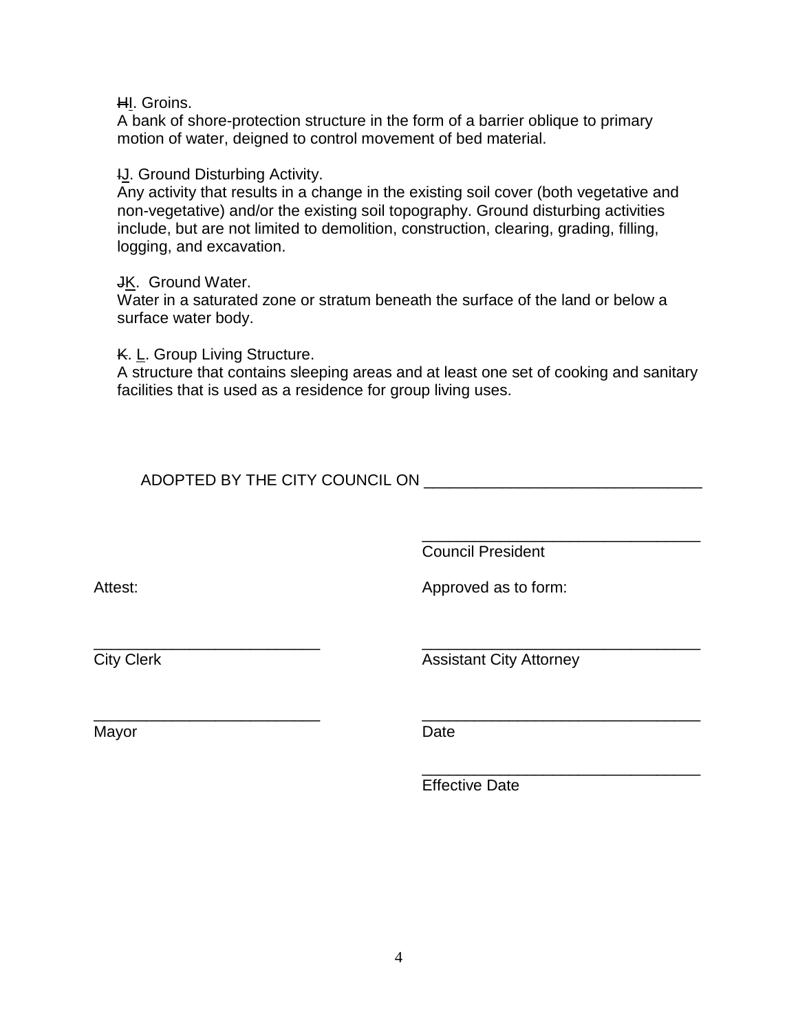~~H~~I. Groins.
A bank of shore-protection structure in the form of a barrier oblique to primary motion of water, deigned to control movement of bed material.

~~I~~J. Ground Disturbing Activity.
Any activity that results in a change in the existing soil cover (both vegetative and non-vegetative) and/or the existing soil topography. Ground disturbing activities include, but are not limited to demolition, construction, clearing, grading, filling, logging, and excavation.

~~J~~K. Ground Water.
Water in a saturated zone or stratum beneath the surface of the land or below a surface water body.

~~K.~~ L. Group Living Structure.
A structure that contains sleeping areas and at least one set of cooking and sanitary facilities that is used as a residence for group living uses.

ADOPTED BY THE CITY COUNCIL ON ________________________________

________________________________
Council President

Attest:

__________________________
City Clerk

__________________________
Mayor

Approved as to form:

________________________________
Assistant City Attorney

________________________________
Date

________________________________
Effective Date